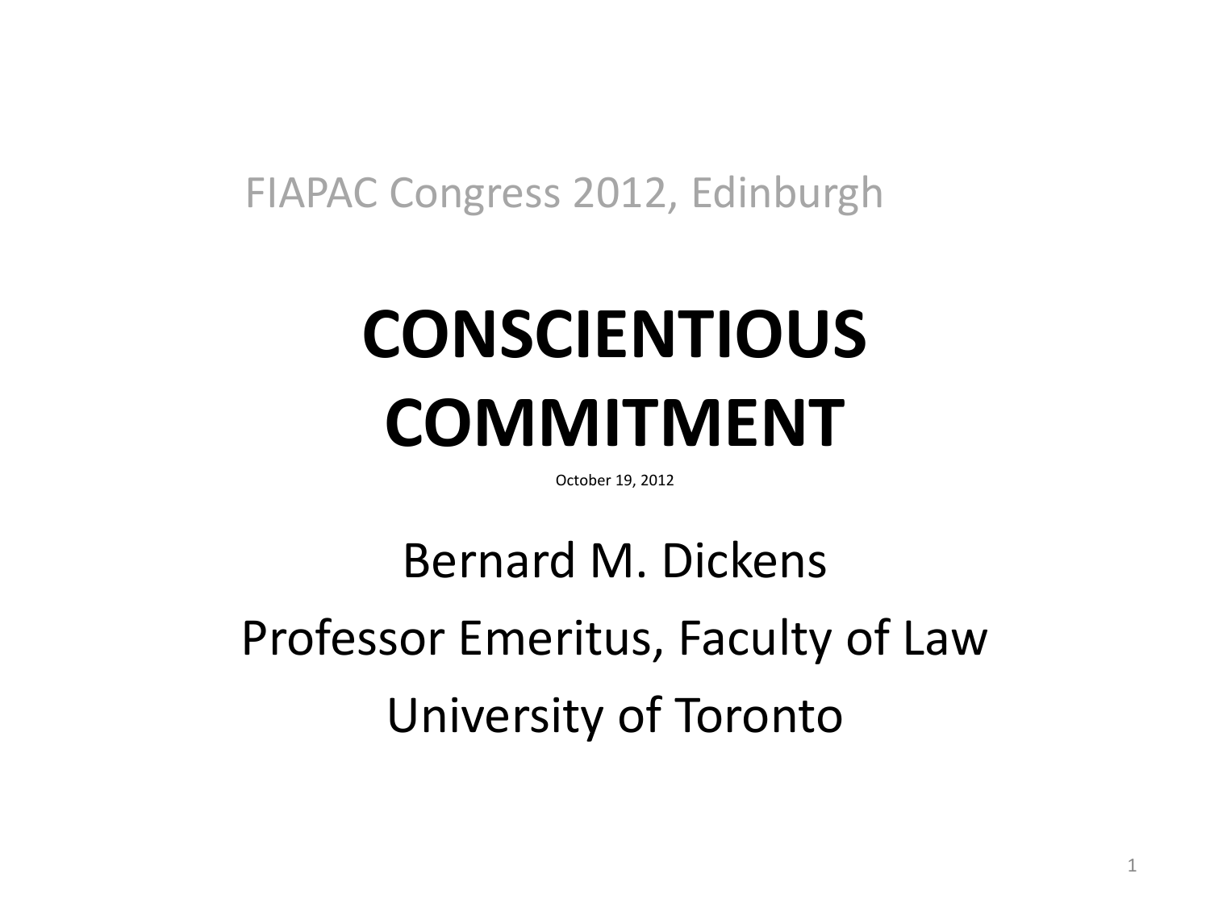FIAPAC Congress 2012, Edinburgh

# CONSCIENTIOUS COMMITMENT

October 19, 2012

Bernard M. Dickens

Professor Emeritus, Faculty of Law

University of Toronto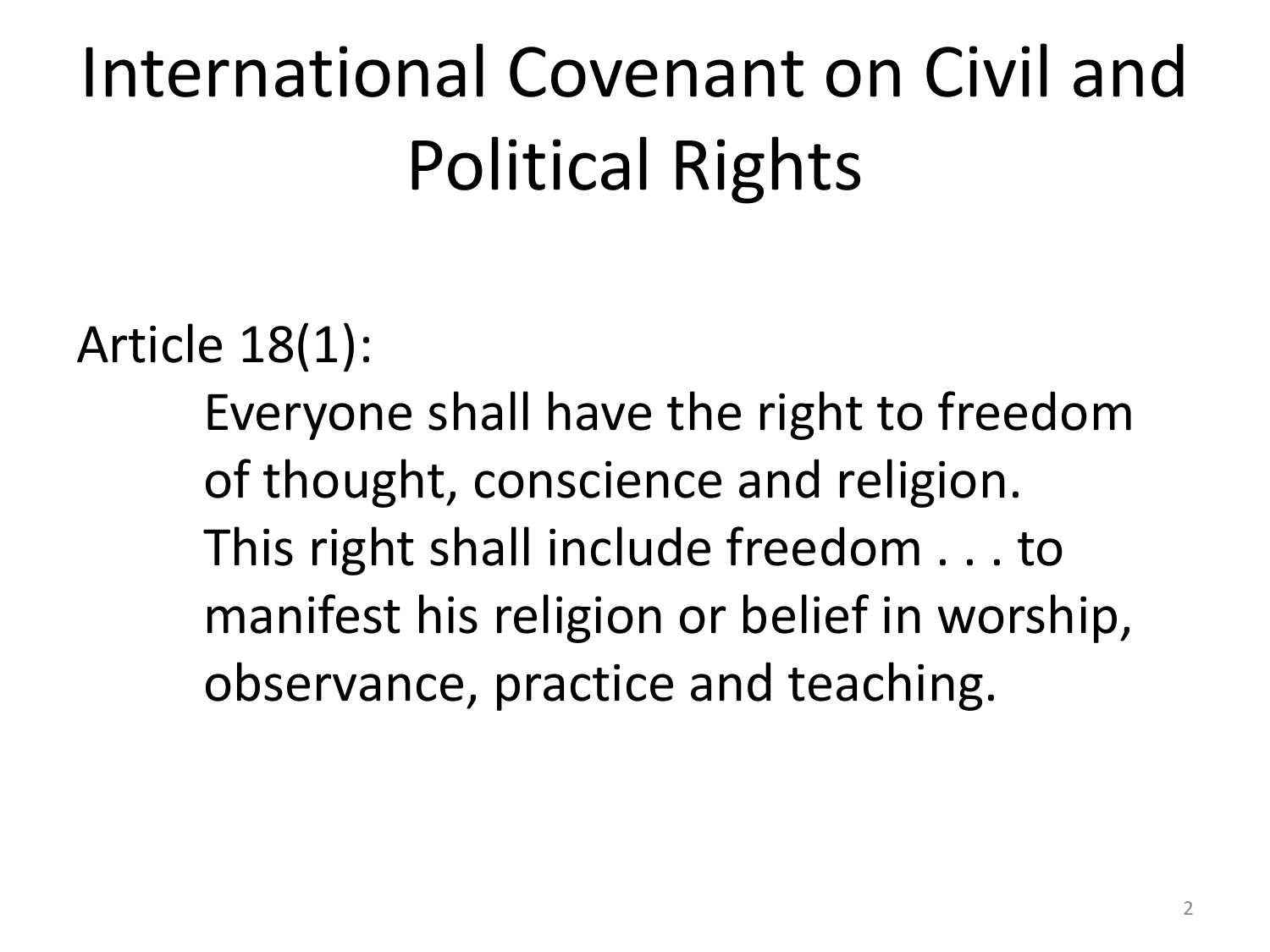# International Covenant on Civil and Political Rights

Article 18(1):

> Everyone shall have the right to freedom of thought, conscience and religion. This right shall include freedom . . . to manifest his religion or belief in worship, observance, practice and teaching.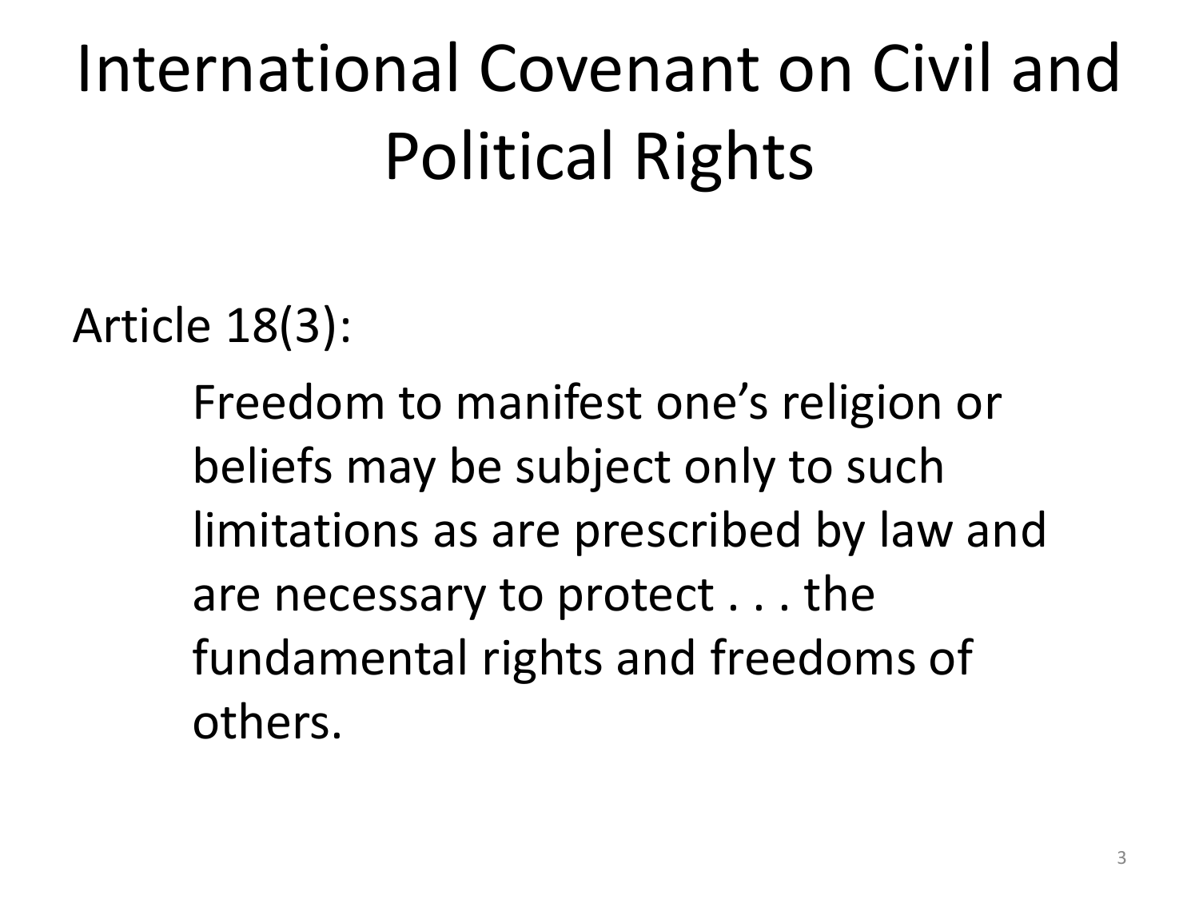# International Covenant on Civil and Political Rights

Article 18(3):

> Freedom to manifest one’s religion or beliefs may be subject only to such limitations as are prescribed by law and are necessary to protect . . . the fundamental rights and freedoms of others.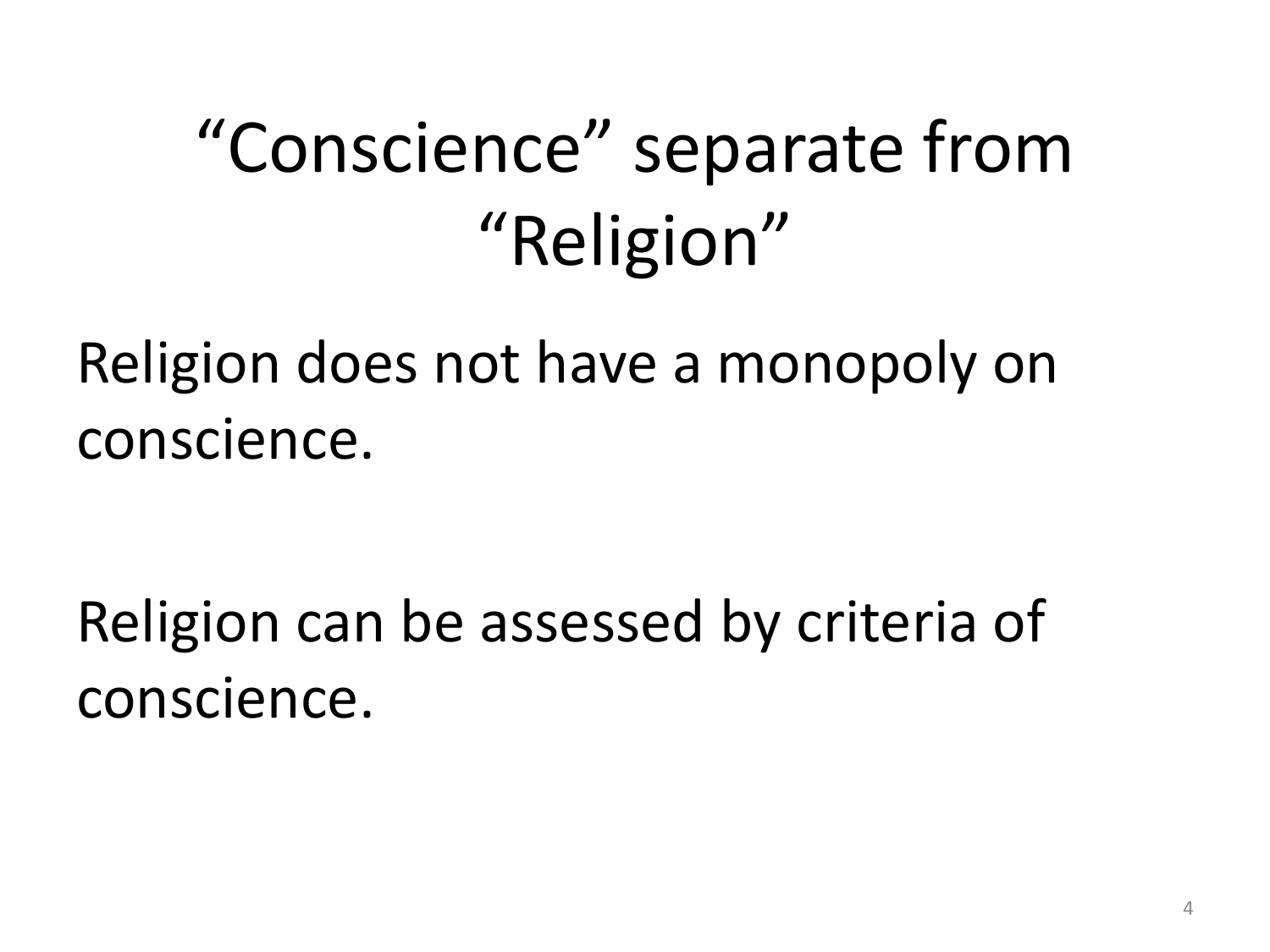# “Conscience” separate from “Religion”

Religion does not have a monopoly on conscience.

Religion can be assessed by criteria of conscience.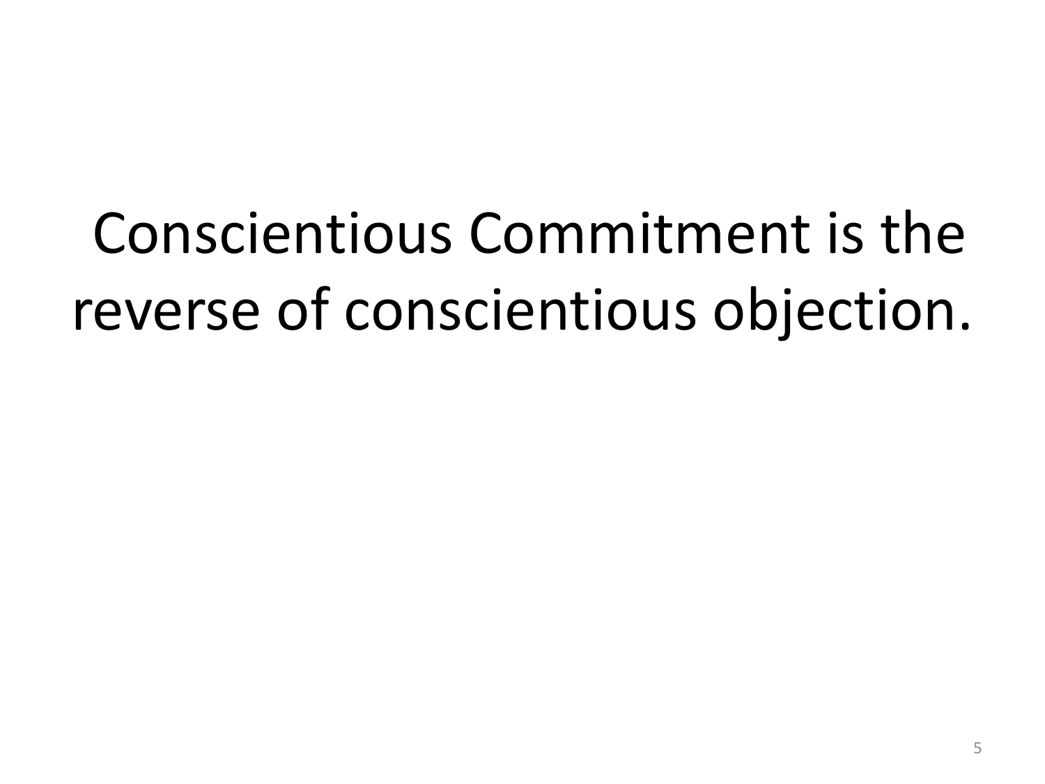Conscientious Commitment is the reverse of conscientious objection.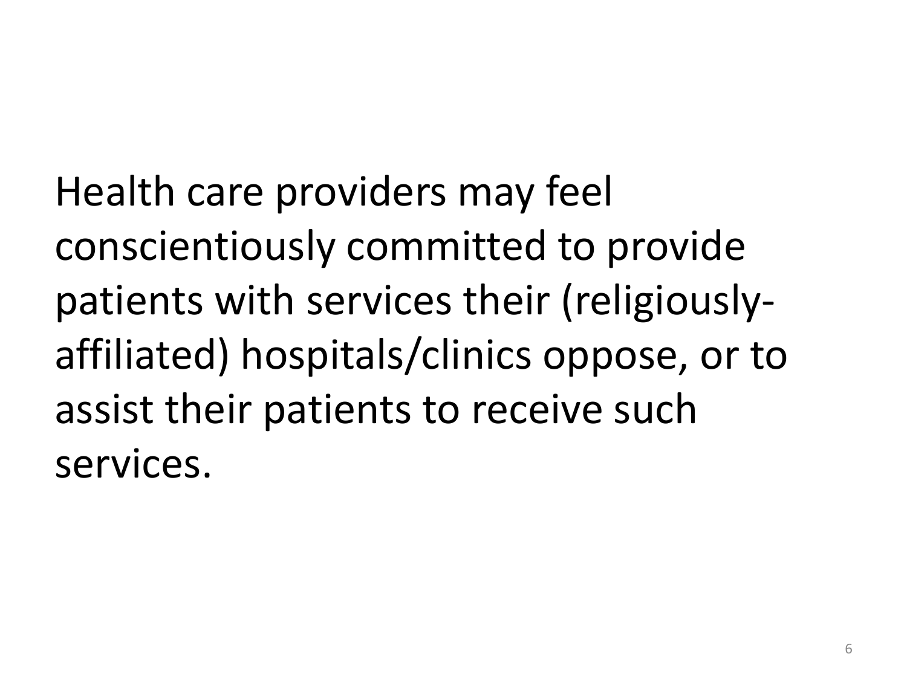Health care providers may feel conscientiously committed to provide patients with services their (religiously-affiliated) hospitals/clinics oppose, or to assist their patients to receive such services.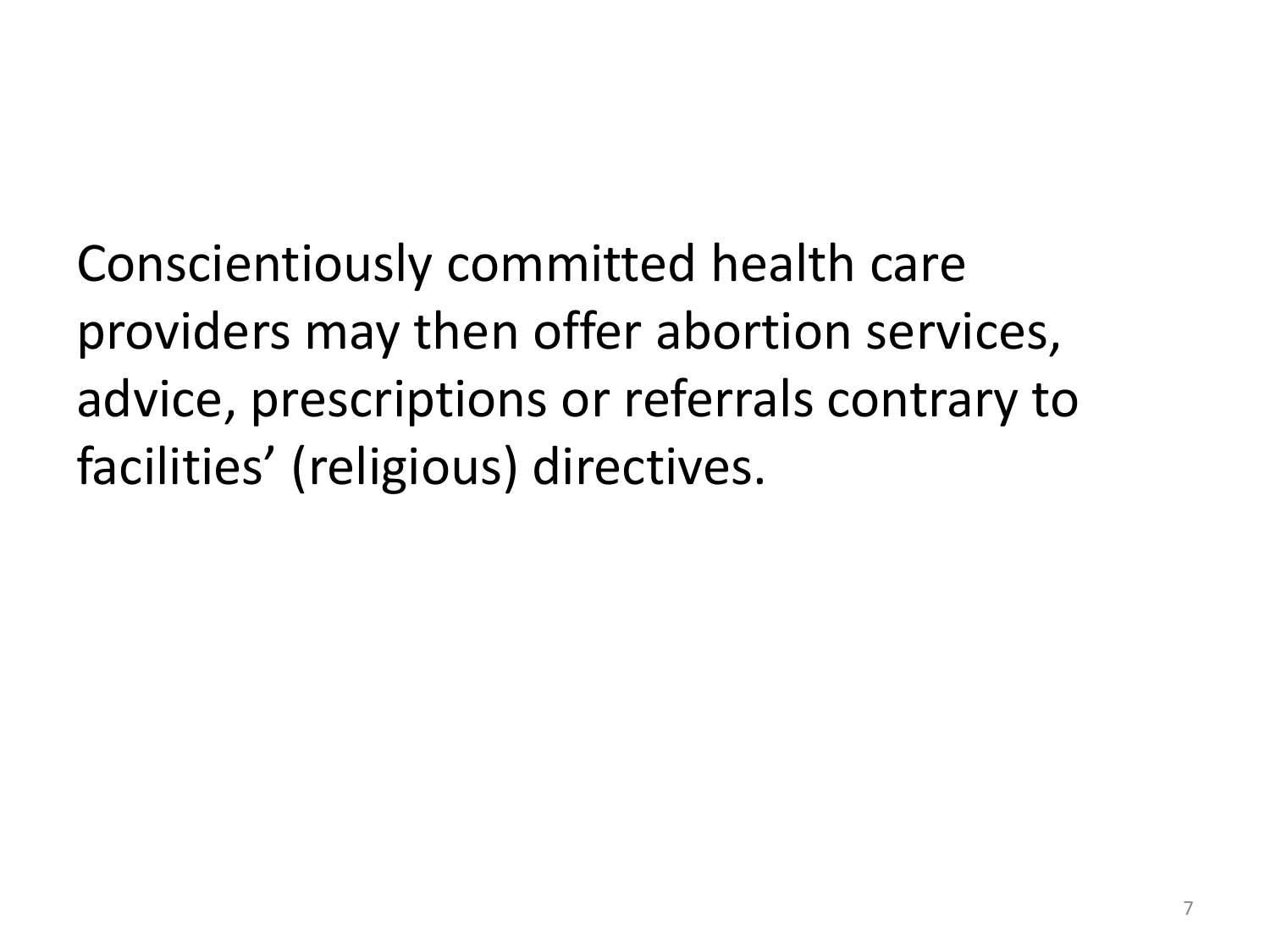Conscientiously committed health care providers may then offer abortion services, advice, prescriptions or referrals contrary to facilities' (religious) directives.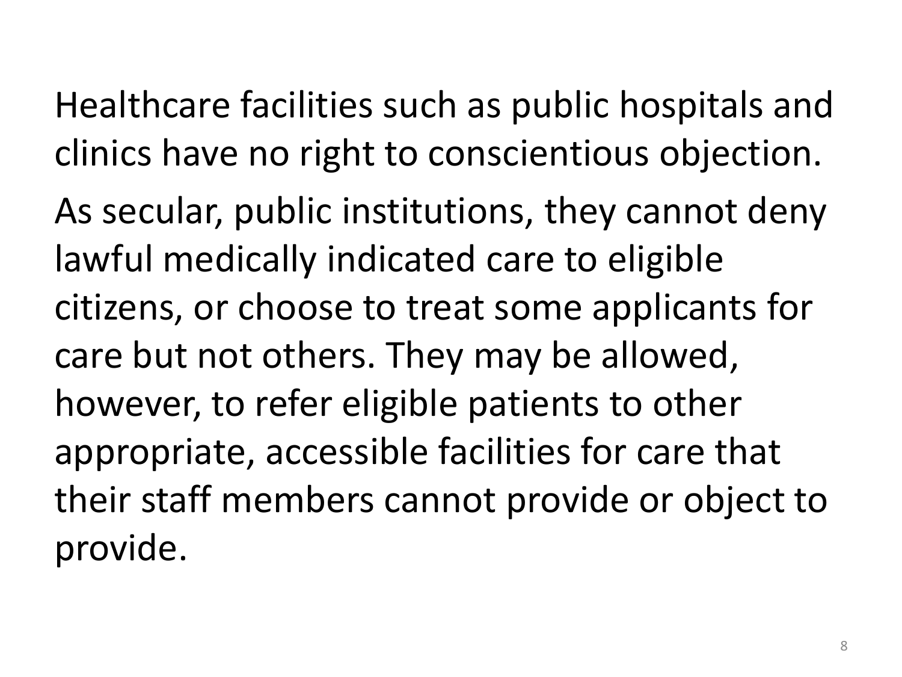Healthcare facilities such as public hospitals and clinics have no right to conscientious objection.

As secular, public institutions, they cannot deny lawful medically indicated care to eligible citizens, or choose to treat some applicants for care but not others. They may be allowed, however, to refer eligible patients to other appropriate, accessible facilities for care that their staff members cannot provide or object to provide.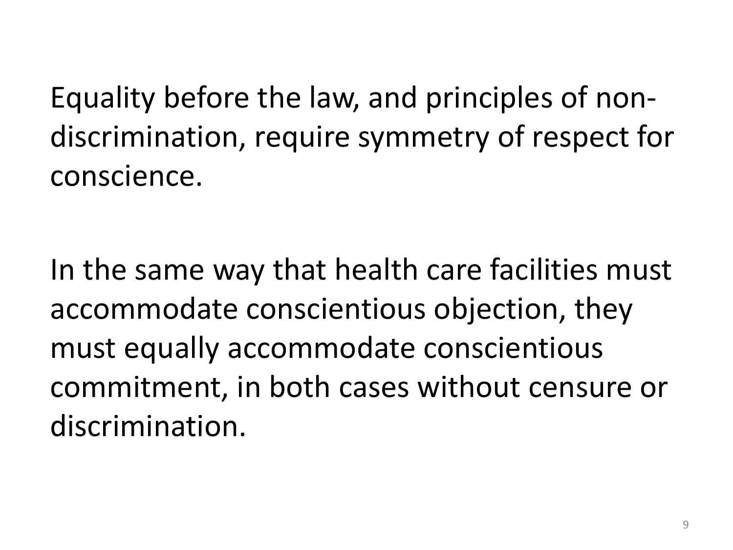Equality before the law, and principles of non-discrimination, require symmetry of respect for conscience.

In the same way that health care facilities must accommodate conscientious objection, they must equally accommodate conscientious commitment, in both cases without censure or discrimination.